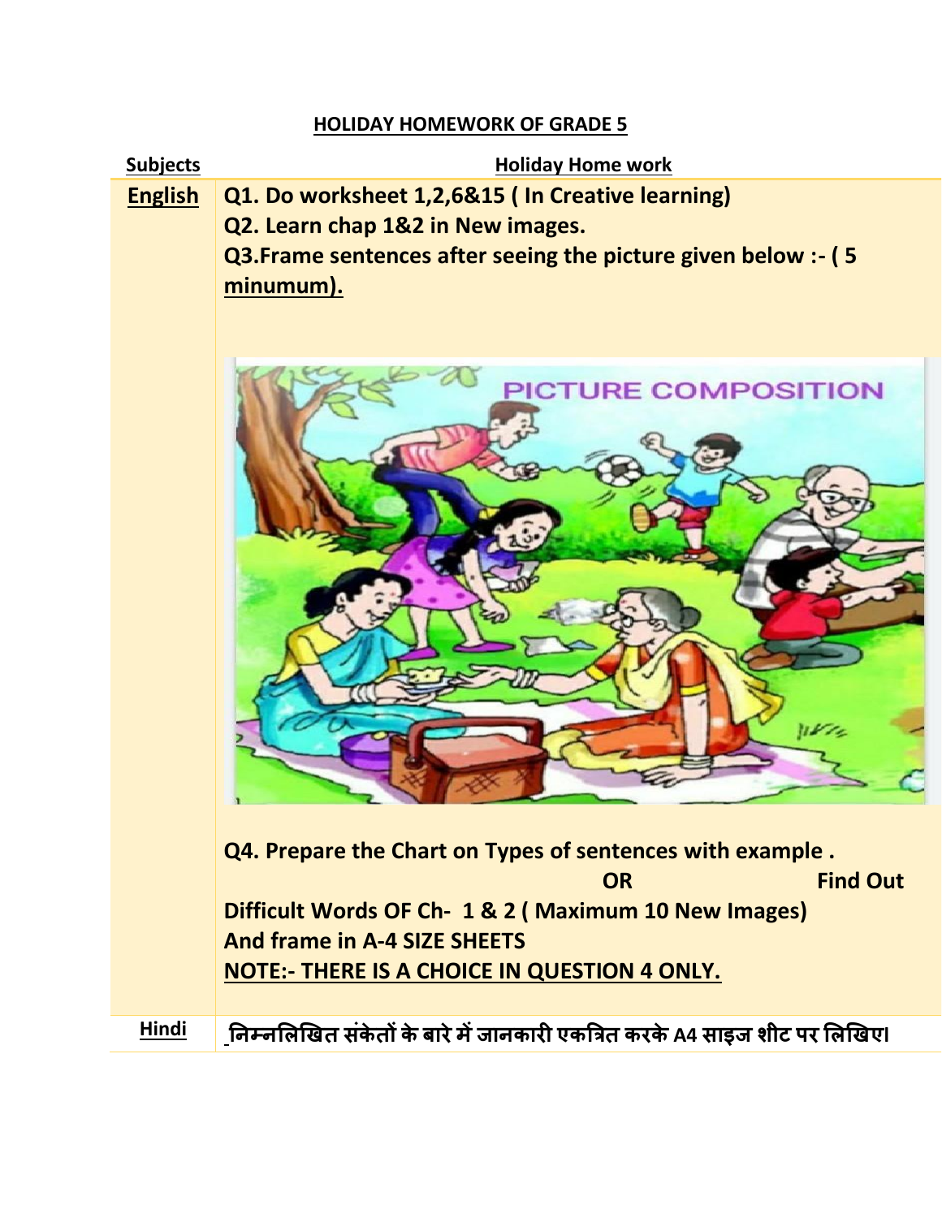# HOLIDAY HOMEWORK OF GRADE 5

| Subjects | Holiday Home work |
| --- | --- |
| English | **Q1. Do worksheet 1,2,6&15 ( In Creative learning)**<br>**Q2. Learn chap 1&2 in New images.**<br>**Q3.Frame sentences after seeing the picture given below :- ( 5 minumum).**<br><br>**Q4. Prepare the Chart on Types of sentences with example .**<br>**OR Find Out Difficult Words OF Ch- 1 & 2 ( Maximum 10 New Images)**<br>**And frame in A-4 SIZE SHEETS**<br>**NOTE:- THERE IS A CHOICE IN QUESTION 4 ONLY.** |
| Hindi | **निम्नलिखित संकेतों के बारे में जानकारी एकत्रित करके A4 साइज शीट पर लिखिए।** |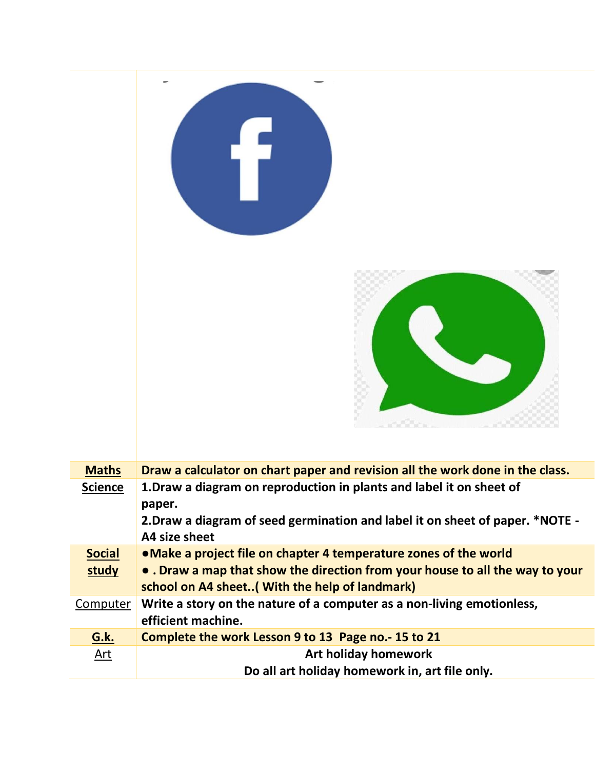| | |
|---|---|
| **Maths** | **Draw a calculator on chart paper and revision all the work done in the class.** |
| **Science** | **1.Draw a diagram on reproduction in plants and label it on sheet of paper.**<br>**2.Draw a diagram of seed germination and label it on sheet of paper. *NOTE - A4 size sheet** |
| **Social study** | **●Make a project file on chapter 4 temperature zones of the world**<br>**● . Draw a map that show the direction from your house to all the way to your school on A4 sheet..( With the help of landmark)** |
| Computer | **Write a story on the nature of a computer as a non-living emotionless, efficient machine.** |
| **G.k.** | **Complete the work Lesson 9 to 13 Page no.- 15 to 21** |
| Art | **Art holiday homework**<br>**Do all art holiday homework in, art file only.** |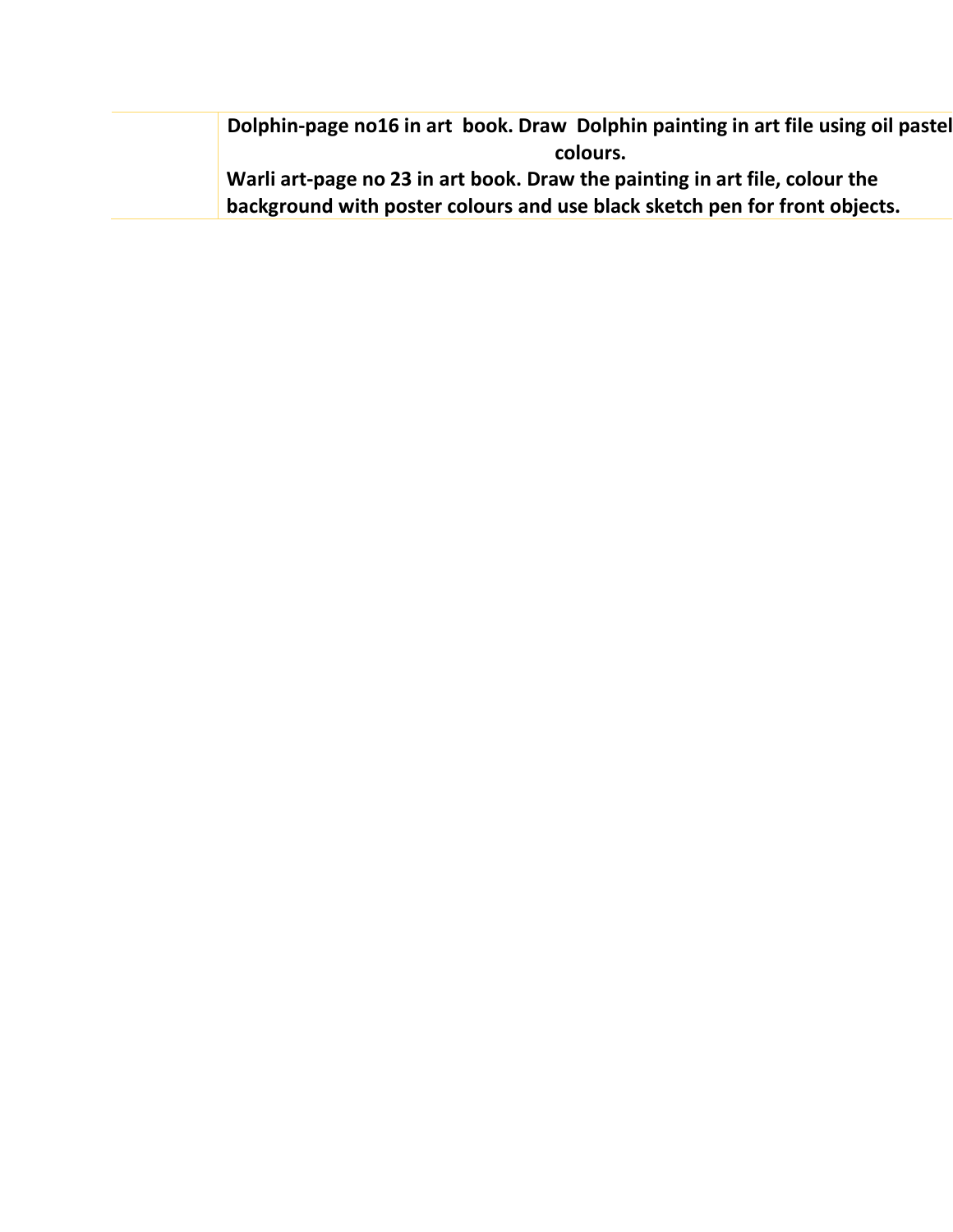| | |
|---|---|
| | **Dolphin-page no16 in art book. Draw Dolphin painting in art file using oil pastel colours.**<br>**Warli art-page no 23 in art book. Draw the painting in art file, colour the background with poster colours and use black sketch pen for front objects.** |